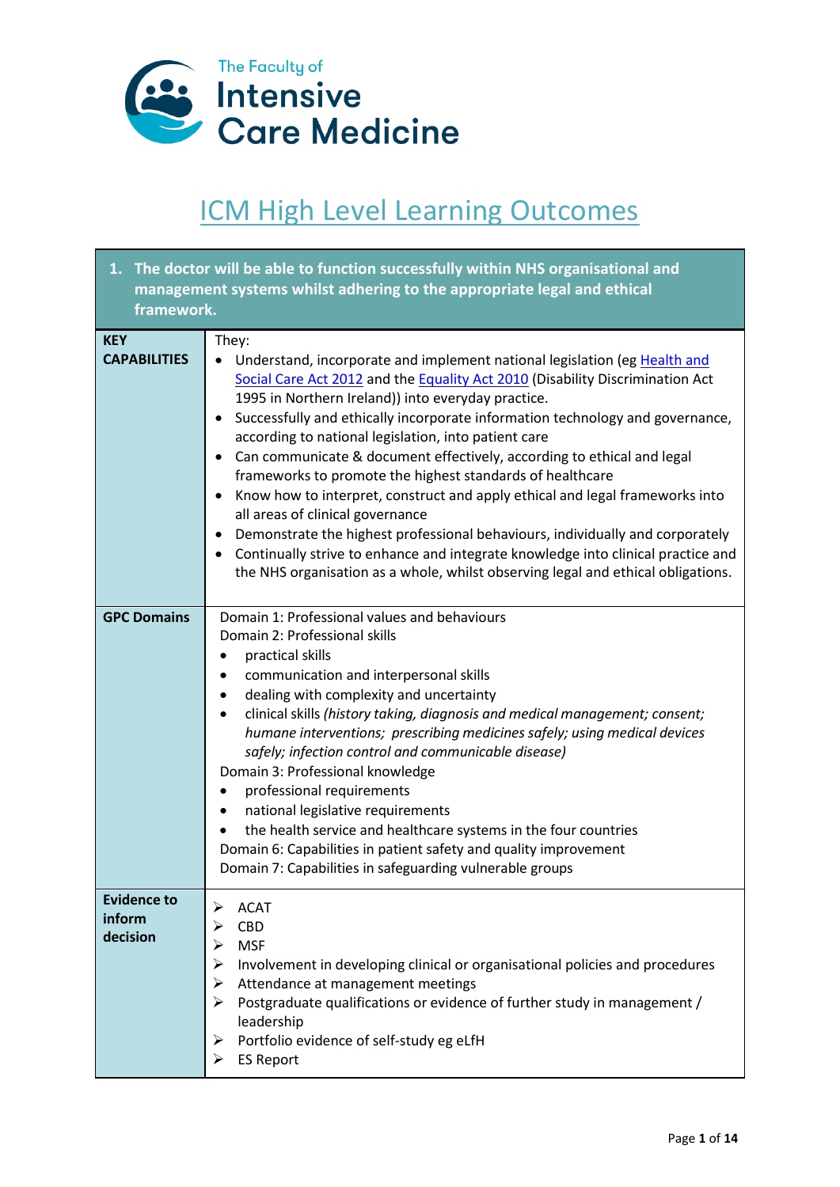The Faculty of Intensive Care Medicine

# ICM High Level Learning Outcomes

| 1. The doctor will be able to function successfully within NHS organisational and management systems whilst adhering to the appropriate legal and ethical framework. | |
|---|---|
| **KEY CAPABILITIES** | They:<br>• Understand, incorporate and implement national legislation (eg Health and Social Care Act 2012 and the Equality Act 2010 (Disability Discrimination Act 1995 in Northern Ireland)) into everyday practice.<br>• Successfully and ethically incorporate information technology and governance, according to national legislation, into patient care<br>• Can communicate & document effectively, according to ethical and legal frameworks to promote the highest standards of healthcare<br>• Know how to interpret, construct and apply ethical and legal frameworks into all areas of clinical governance<br>• Demonstrate the highest professional behaviours, individually and corporately<br>• Continually strive to enhance and integrate knowledge into clinical practice and the NHS organisation as a whole, whilst observing legal and ethical obligations. |
| **GPC Domains** | Domain 1: Professional values and behaviours<br>Domain 2: Professional skills<br>• practical skills<br>• communication and interpersonal skills<br>• dealing with complexity and uncertainty<br>• clinical skills *(history taking, diagnosis and medical management; consent; humane interventions; prescribing medicines safely; using medical devices safely; infection control and communicable disease)*<br>Domain 3: Professional knowledge<br>• professional requirements<br>• national legislative requirements<br>• the health service and healthcare systems in the four countries<br>Domain 6: Capabilities in patient safety and quality improvement<br>Domain 7: Capabilities in safeguarding vulnerable groups |
| **Evidence to inform decision** | ➢ ACAT<br>➢ CBD<br>➢ MSF<br>➢ Involvement in developing clinical or organisational policies and procedures<br>➢ Attendance at management meetings<br>➢ Postgraduate qualifications or evidence of further study in management / leadership<br>➢ Portfolio evidence of self-study eg eLfH<br>➢ ES Report |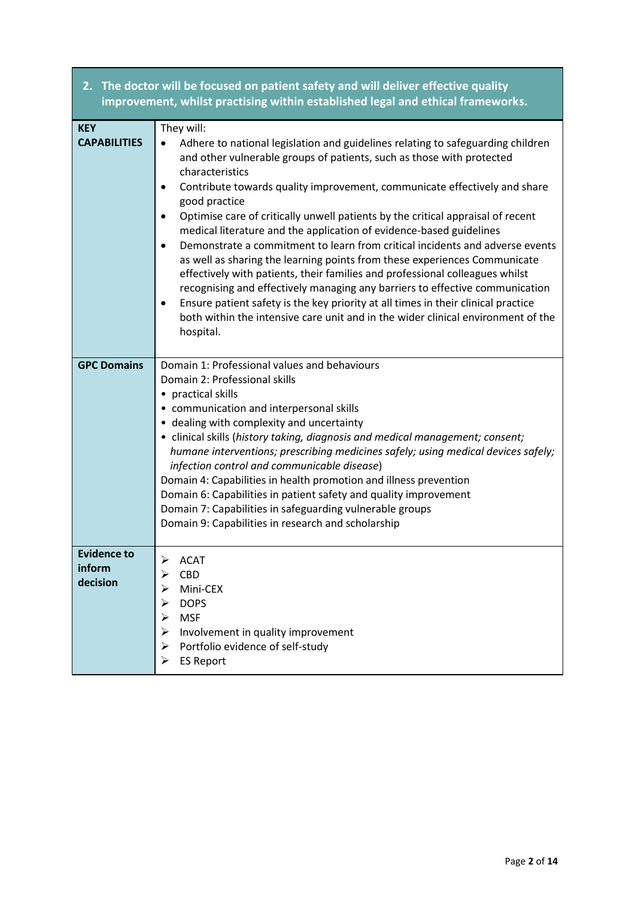| 2. The doctor will be focused on patient safety and will deliver effective quality improvement, whilst practising within established legal and ethical frameworks. | |
|---|---|
| **KEY CAPABILITIES** | They will:<br>• Adhere to national legislation and guidelines relating to safeguarding children and other vulnerable groups of patients, such as those with protected characteristics<br>• Contribute towards quality improvement, communicate effectively and share good practice<br>• Optimise care of critically unwell patients by the critical appraisal of recent medical literature and the application of evidence-based guidelines<br>• Demonstrate a commitment to learn from critical incidents and adverse events as well as sharing the learning points from these experiences Communicate effectively with patients, their families and professional colleagues whilst recognising and effectively managing any barriers to effective communication<br>• Ensure patient safety is the key priority at all times in their clinical practice both within the intensive care unit and in the wider clinical environment of the hospital. |
| **GPC Domains** | Domain 1: Professional values and behaviours<br>Domain 2: Professional skills<br>• practical skills<br>• communication and interpersonal skills<br>• dealing with complexity and uncertainty<br>• clinical skills (*history taking, diagnosis and medical management; consent; humane interventions; prescribing medicines safely; using medical devices safely; infection control and communicable disease*)<br>Domain 4: Capabilities in health promotion and illness prevention<br>Domain 6: Capabilities in patient safety and quality improvement<br>Domain 7: Capabilities in safeguarding vulnerable groups<br>Domain 9: Capabilities in research and scholarship |
| **Evidence to inform decision** | ➢ ACAT<br>➢ CBD<br>➢ Mini-CEX<br>➢ DOPS<br>➢ MSF<br>➢ Involvement in quality improvement<br>➢ Portfolio evidence of self-study<br>➢ ES Report |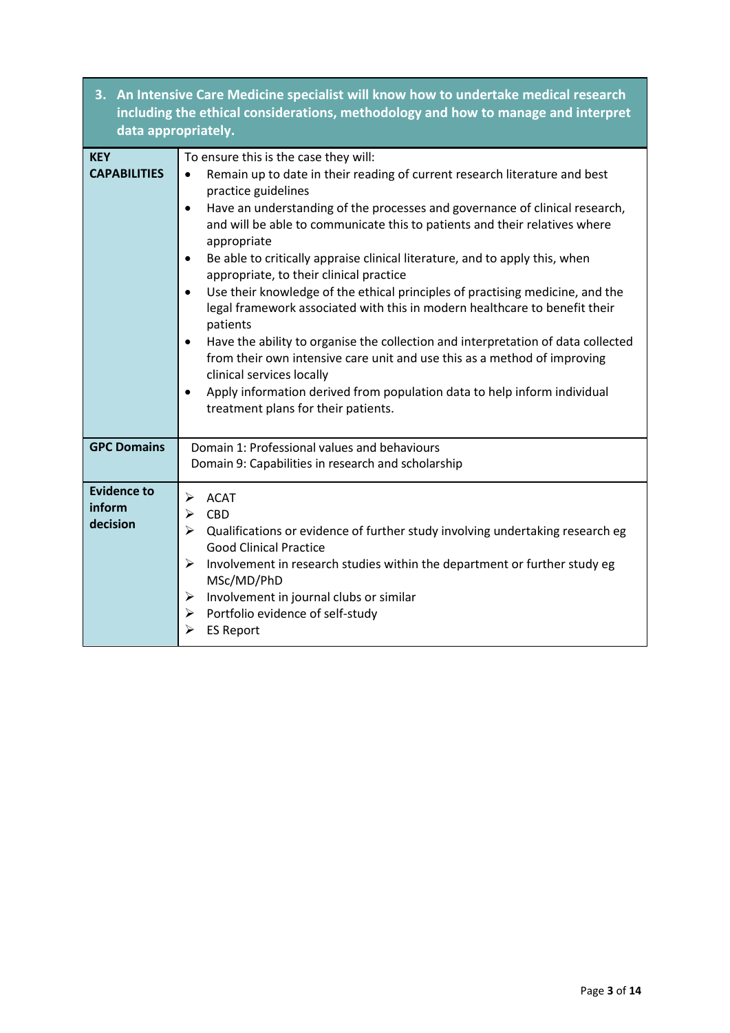| 3. An Intensive Care Medicine specialist will know how to undertake medical research including the ethical considerations, methodology and how to manage and interpret data appropriately. | |
|---|---|
| **KEY CAPABILITIES** | To ensure this is the case they will:<br>• Remain up to date in their reading of current research literature and best practice guidelines<br>• Have an understanding of the processes and governance of clinical research, and will be able to communicate this to patients and their relatives where appropriate<br>• Be able to critically appraise clinical literature, and to apply this, when appropriate, to their clinical practice<br>• Use their knowledge of the ethical principles of practising medicine, and the legal framework associated with this in modern healthcare to benefit their patients<br>• Have the ability to organise the collection and interpretation of data collected from their own intensive care unit and use this as a method of improving clinical services locally<br>• Apply information derived from population data to help inform individual treatment plans for their patients. |
| **GPC Domains** | Domain 1: Professional values and behaviours<br>Domain 9: Capabilities in research and scholarship |
| **Evidence to inform decision** | ➢ ACAT<br>➢ CBD<br>➢ Qualifications or evidence of further study involving undertaking research eg Good Clinical Practice<br>➢ Involvement in research studies within the department or further study eg MSc/MD/PhD<br>➢ Involvement in journal clubs or similar<br>➢ Portfolio evidence of self-study<br>➢ ES Report |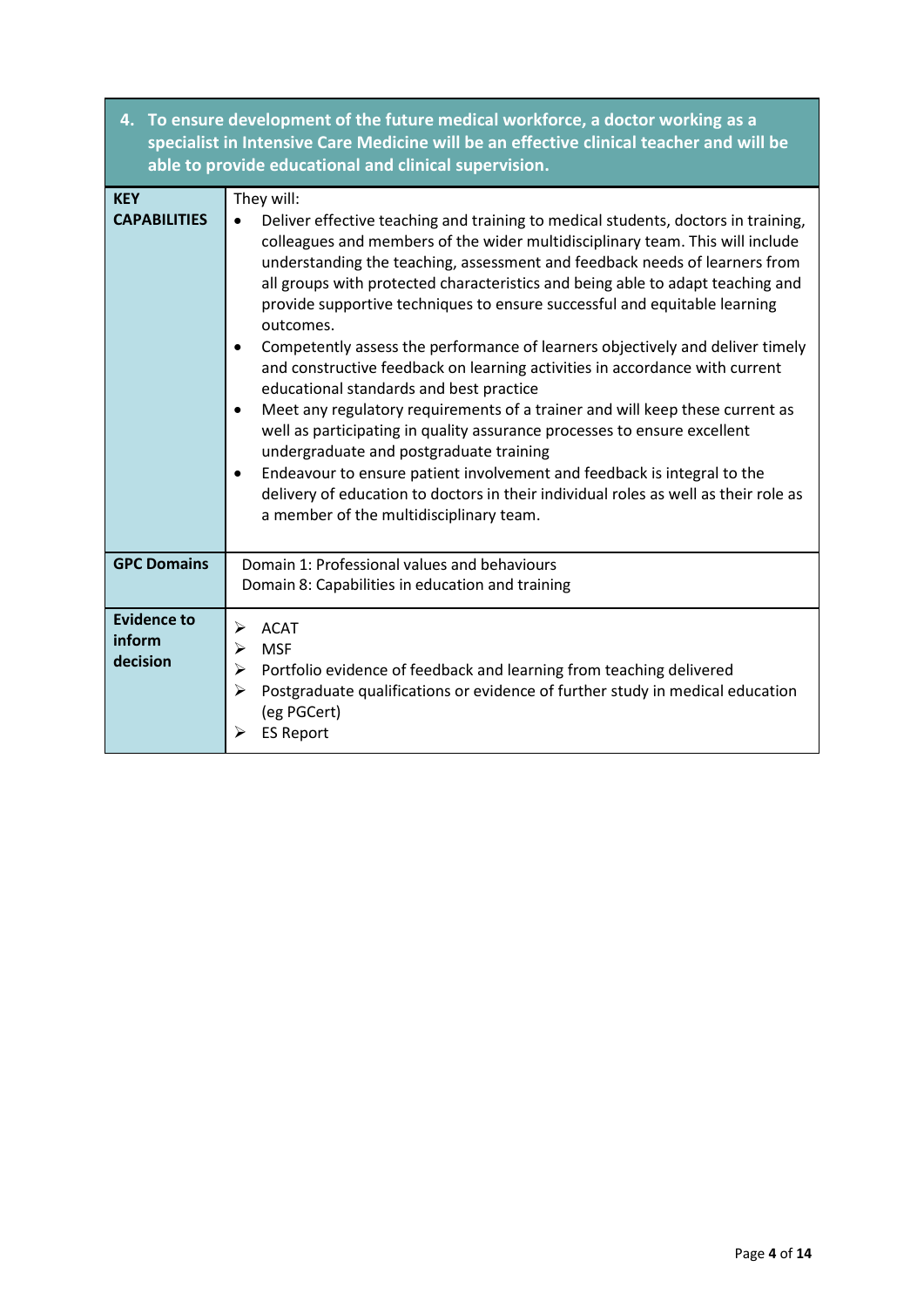| 4. To ensure development of the future medical workforce, a doctor working as a specialist in Intensive Care Medicine will be an effective clinical teacher and will be able to provide educational and clinical supervision. | |
|---|---|
| **KEY CAPABILITIES** | They will:<br>• Deliver effective teaching and training to medical students, doctors in training, colleagues and members of the wider multidisciplinary team. This will include understanding the teaching, assessment and feedback needs of learners from all groups with protected characteristics and being able to adapt teaching and provide supportive techniques to ensure successful and equitable learning outcomes.<br>• Competently assess the performance of learners objectively and deliver timely and constructive feedback on learning activities in accordance with current educational standards and best practice<br>• Meet any regulatory requirements of a trainer and will keep these current as well as participating in quality assurance processes to ensure excellent undergraduate and postgraduate training<br>• Endeavour to ensure patient involvement and feedback is integral to the delivery of education to doctors in their individual roles as well as their role as a member of the multidisciplinary team. |
| **GPC Domains** | Domain 1: Professional values and behaviours<br>Domain 8: Capabilities in education and training |
| **Evidence to inform decision** | ➢ ACAT<br>➢ MSF<br>➢ Portfolio evidence of feedback and learning from teaching delivered<br>➢ Postgraduate qualifications or evidence of further study in medical education (eg PGCert)<br>➢ ES Report |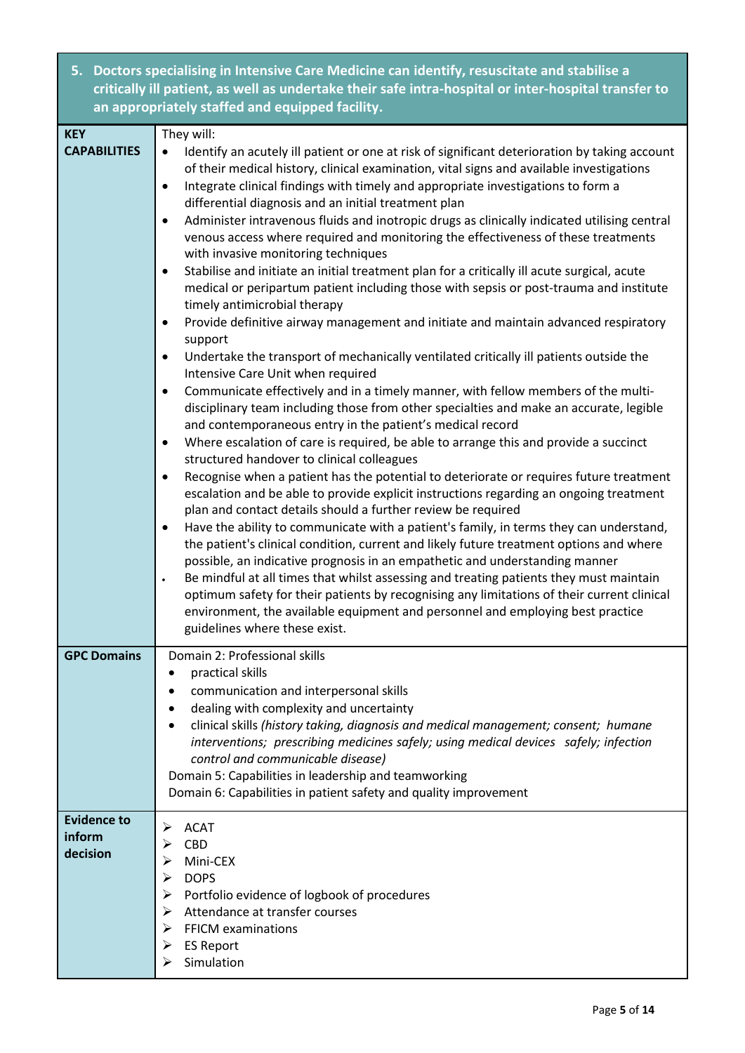## 5. Doctors specialising in Intensive Care Medicine can identify, resuscitate and stabilise a critically ill patient, as well as undertake their safe intra-hospital or inter-hospital transfer to an appropriately staffed and equipped facility.

| | |
|---|---|
| **KEY CAPABILITIES** | They will:<br>• Identify an acutely ill patient or one at risk of significant deterioration by taking account of their medical history, clinical examination, vital signs and available investigations<br>• Integrate clinical findings with timely and appropriate investigations to form a differential diagnosis and an initial treatment plan<br>• Administer intravenous fluids and inotropic drugs as clinically indicated utilising central venous access where required and monitoring the effectiveness of these treatments with invasive monitoring techniques<br>• Stabilise and initiate an initial treatment plan for a critically ill acute surgical, acute medical or peripartum patient including those with sepsis or post-trauma and institute timely antimicrobial therapy<br>• Provide definitive airway management and initiate and maintain advanced respiratory support<br>• Undertake the transport of mechanically ventilated critically ill patients outside the Intensive Care Unit when required<br>• Communicate effectively and in a timely manner, with fellow members of the multi-disciplinary team including those from other specialties and make an accurate, legible and contemporaneous entry in the patient's medical record<br>• Where escalation of care is required, be able to arrange this and provide a succinct structured handover to clinical colleagues<br>• Recognise when a patient has the potential to deteriorate or requires future treatment escalation and be able to provide explicit instructions regarding an ongoing treatment plan and contact details should a further review be required<br>• Have the ability to communicate with a patient's family, in terms they can understand, the patient's clinical condition, current and likely future treatment options and where possible, an indicative prognosis in an empathetic and understanding manner<br>• Be mindful at all times that whilst assessing and treating patients they must maintain optimum safety for their patients by recognising any limitations of their current clinical environment, the available equipment and personnel and employing best practice guidelines where these exist. |
| **GPC Domains** | Domain 2: Professional skills<br>• practical skills<br>• communication and interpersonal skills<br>• dealing with complexity and uncertainty<br>• clinical skills *(history taking, diagnosis and medical management; consent; humane interventions; prescribing medicines safely; using medical devices safely; infection control and communicable disease)*<br>Domain 5: Capabilities in leadership and teamworking<br>Domain 6: Capabilities in patient safety and quality improvement |
| **Evidence to inform decision** | ➢ ACAT<br>➢ CBD<br>➢ Mini-CEX<br>➢ DOPS<br>➢ Portfolio evidence of logbook of procedures<br>➢ Attendance at transfer courses<br>➢ FFICM examinations<br>➢ ES Report<br>➢ Simulation |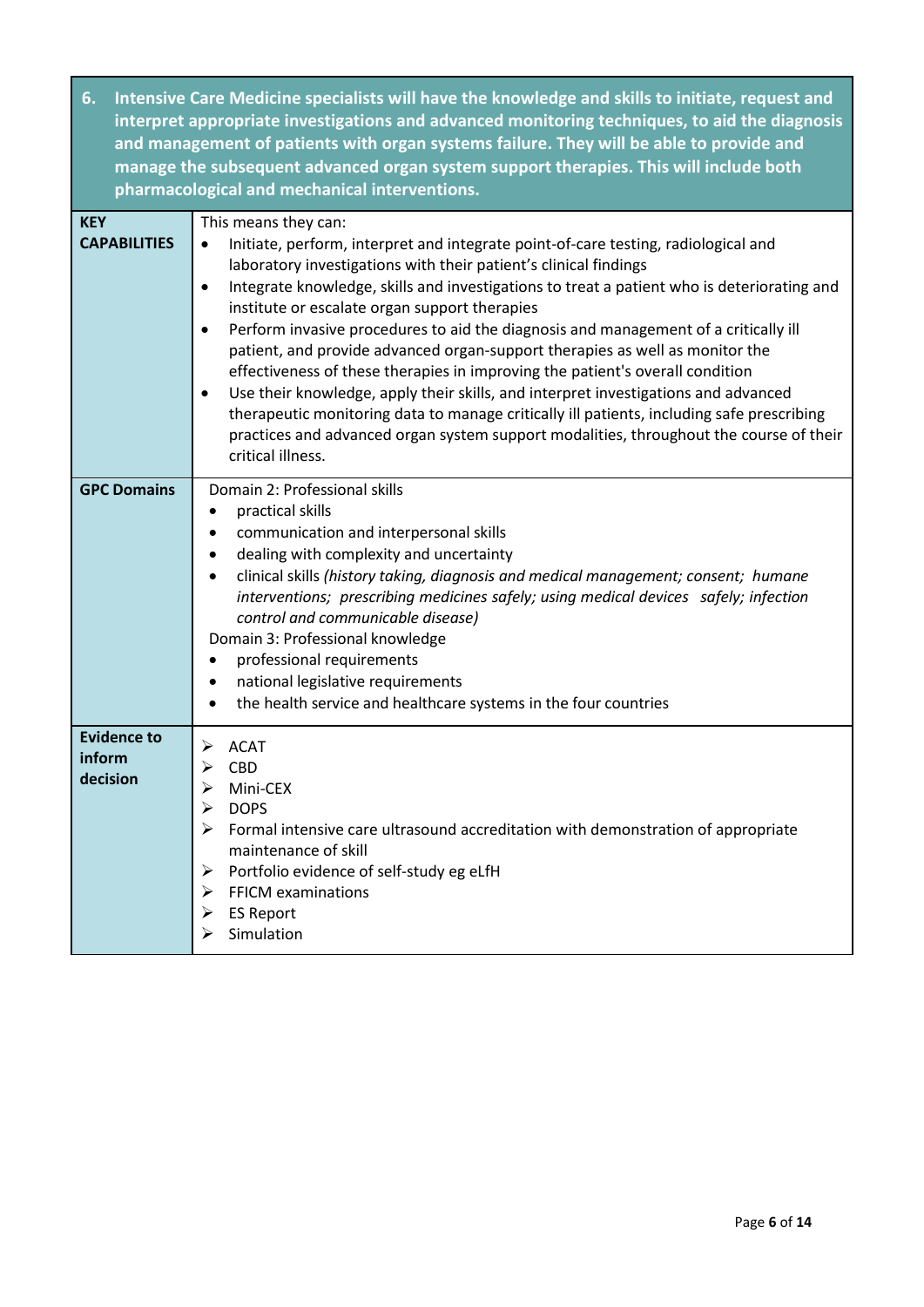| 6. Intensive Care Medicine specialists will have the knowledge and skills to initiate, request and interpret appropriate investigations and advanced monitoring techniques, to aid the diagnosis and management of patients with organ systems failure. They will be able to provide and manage the subsequent advanced organ system support therapies. This will include both pharmacological and mechanical interventions. | |
|---|---|
| **KEY CAPABILITIES** | This means they can:<br>• Initiate, perform, interpret and integrate point-of-care testing, radiological and laboratory investigations with their patient's clinical findings<br>• Integrate knowledge, skills and investigations to treat a patient who is deteriorating and institute or escalate organ support therapies<br>• Perform invasive procedures to aid the diagnosis and management of a critically ill patient, and provide advanced organ-support therapies as well as monitor the effectiveness of these therapies in improving the patient's overall condition<br>• Use their knowledge, apply their skills, and interpret investigations and advanced therapeutic monitoring data to manage critically ill patients, including safe prescribing practices and advanced organ system support modalities, throughout the course of their critical illness. |
| **GPC Domains** | Domain 2: Professional skills<br>• practical skills<br>• communication and interpersonal skills<br>• dealing with complexity and uncertainty<br>• clinical skills *(history taking, diagnosis and medical management; consent; humane interventions; prescribing medicines safely; using medical devices safely; infection control and communicable disease)*<br>Domain 3: Professional knowledge<br>• professional requirements<br>• national legislative requirements<br>• the health service and healthcare systems in the four countries |
| **Evidence to inform decision** | ➢ ACAT<br>➢ CBD<br>➢ Mini-CEX<br>➢ DOPS<br>➢ Formal intensive care ultrasound accreditation with demonstration of appropriate maintenance of skill<br>➢ Portfolio evidence of self-study eg eLfH<br>➢ FFICM examinations<br>➢ ES Report<br>➢ Simulation |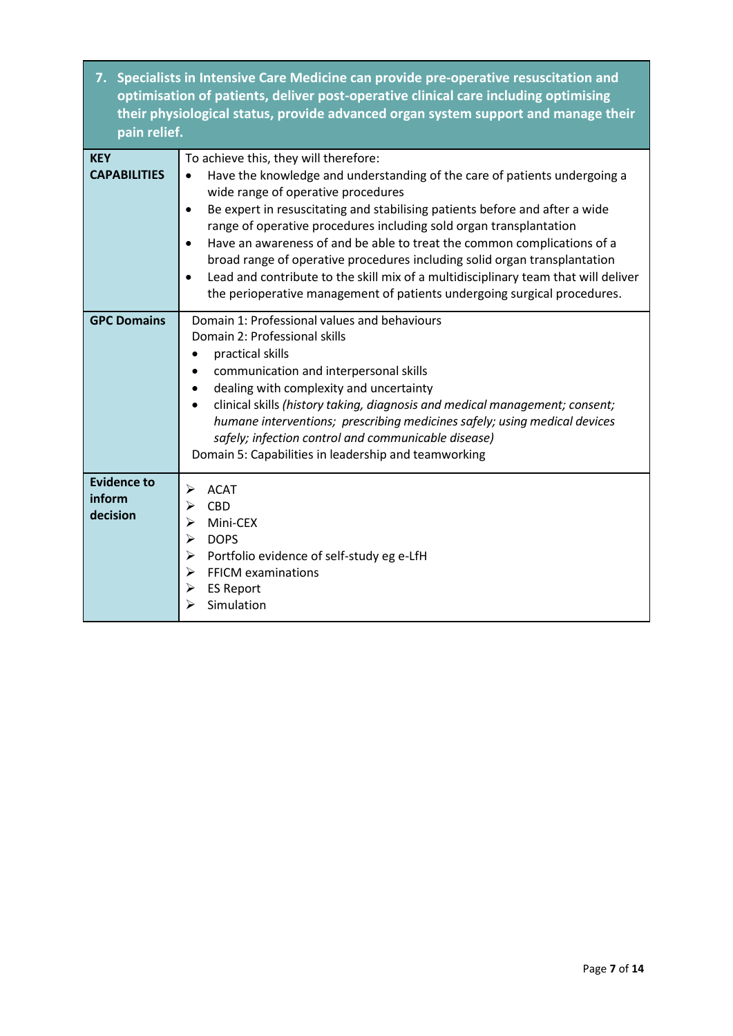| 7. Specialists in Intensive Care Medicine can provide pre-operative resuscitation and optimisation of patients, deliver post-operative clinical care including optimising their physiological status, provide advanced organ system support and manage their pain relief. | |
|---|---|
| **KEY CAPABILITIES** | To achieve this, they will therefore:<br>• Have the knowledge and understanding of the care of patients undergoing a wide range of operative procedures<br>• Be expert in resuscitating and stabilising patients before and after a wide range of operative procedures including sold organ transplantation<br>• Have an awareness of and be able to treat the common complications of a broad range of operative procedures including solid organ transplantation<br>• Lead and contribute to the skill mix of a multidisciplinary team that will deliver the perioperative management of patients undergoing surgical procedures. |
| **GPC Domains** | Domain 1: Professional values and behaviours<br>Domain 2: Professional skills<br>• practical skills<br>• communication and interpersonal skills<br>• dealing with complexity and uncertainty<br>• clinical skills *(history taking, diagnosis and medical management; consent; humane interventions; prescribing medicines safely; using medical devices safely; infection control and communicable disease)*<br>Domain 5: Capabilities in leadership and teamworking |
| **Evidence to inform decision** | ➢ ACAT<br>➢ CBD<br>➢ Mini-CEX<br>➢ DOPS<br>➢ Portfolio evidence of self-study eg e-LfH<br>➢ FFICM examinations<br>➢ ES Report<br>➢ Simulation |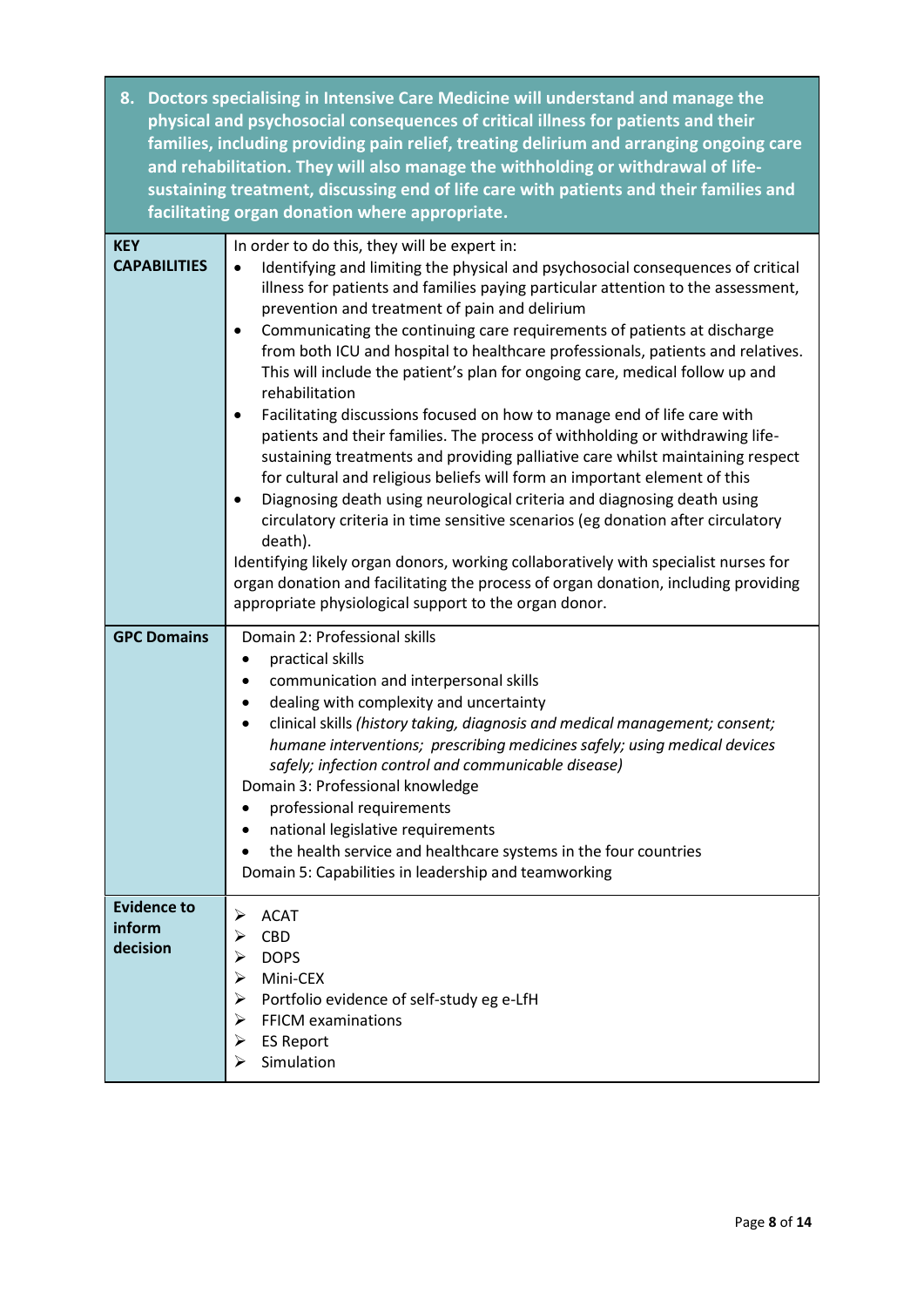| 8. Doctors specialising in Intensive Care Medicine will understand and manage the physical and psychosocial consequences of critical illness for patients and their families, including providing pain relief, treating delirium and arranging ongoing care and rehabilitation. They will also manage the withholding or withdrawal of life-sustaining treatment, discussing end of life care with patients and their families and facilitating organ donation where appropriate. | |
|---|---|
| **KEY CAPABILITIES** | In order to do this, they will be expert in:<br>• Identifying and limiting the physical and psychosocial consequences of critical illness for patients and families paying particular attention to the assessment, prevention and treatment of pain and delirium<br>• Communicating the continuing care requirements of patients at discharge from both ICU and hospital to healthcare professionals, patients and relatives. This will include the patient's plan for ongoing care, medical follow up and rehabilitation<br>• Facilitating discussions focused on how to manage end of life care with patients and their families. The process of withholding or withdrawing life-sustaining treatments and providing palliative care whilst maintaining respect for cultural and religious beliefs will form an important element of this<br>• Diagnosing death using neurological criteria and diagnosing death using circulatory criteria in time sensitive scenarios (eg donation after circulatory death).<br>Identifying likely organ donors, working collaboratively with specialist nurses for organ donation and facilitating the process of organ donation, including providing appropriate physiological support to the organ donor. |
| **GPC Domains** | Domain 2: Professional skills<br>• practical skills<br>• communication and interpersonal skills<br>• dealing with complexity and uncertainty<br>• clinical skills *(history taking, diagnosis and medical management; consent; humane interventions; prescribing medicines safely; using medical devices safely; infection control and communicable disease)*<br>Domain 3: Professional knowledge<br>• professional requirements<br>• national legislative requirements<br>• the health service and healthcare systems in the four countries<br>Domain 5: Capabilities in leadership and teamworking |
| **Evidence to inform decision** | ➢ ACAT<br>➢ CBD<br>➢ DOPS<br>➢ Mini-CEX<br>➢ Portfolio evidence of self-study eg e-LfH<br>➢ FFICM examinations<br>➢ ES Report<br>➢ Simulation |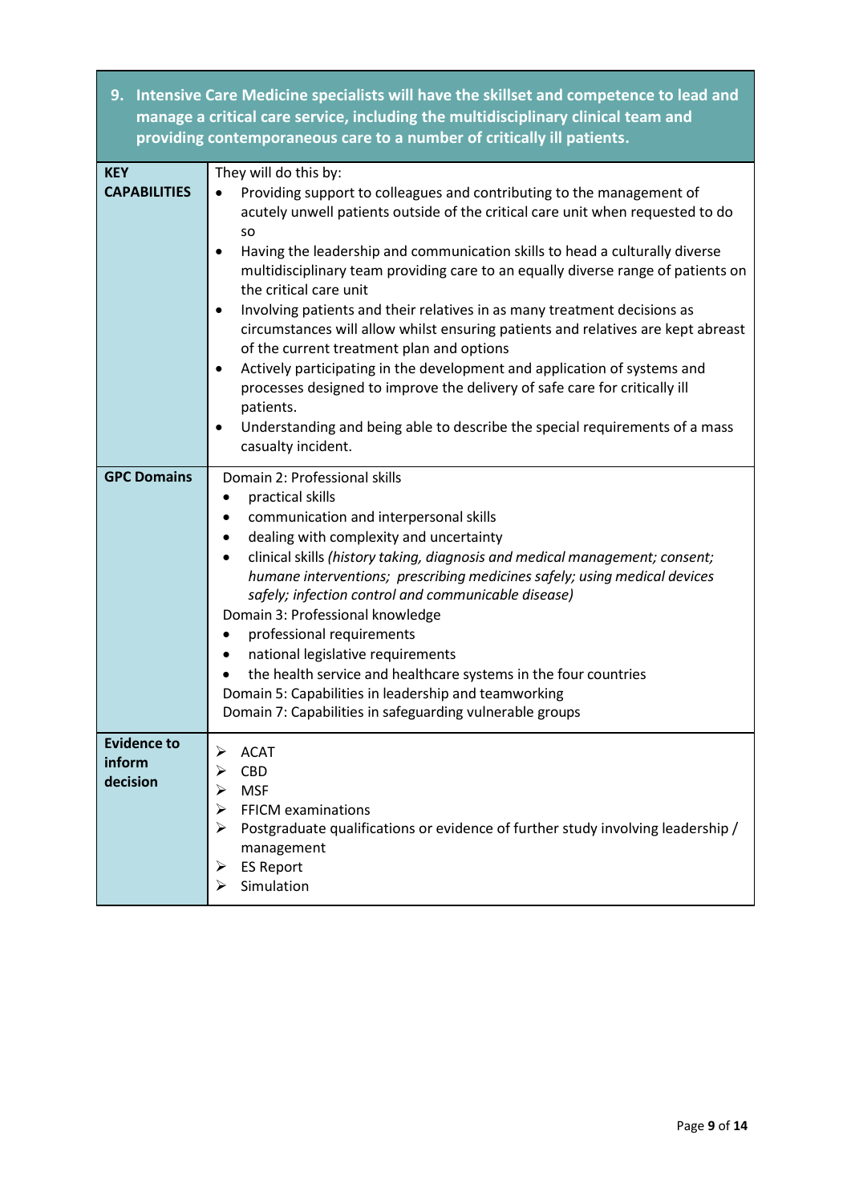| 9. Intensive Care Medicine specialists will have the skillset and competence to lead and manage a critical care service, including the multidisciplinary clinical team and providing contemporaneous care to a number of critically ill patients. | |
|---|---|
| **KEY CAPABILITIES** | They will do this by:<br>• Providing support to colleagues and contributing to the management of acutely unwell patients outside of the critical care unit when requested to do so<br>• Having the leadership and communication skills to head a culturally diverse multidisciplinary team providing care to an equally diverse range of patients on the critical care unit<br>• Involving patients and their relatives in as many treatment decisions as circumstances will allow whilst ensuring patients and relatives are kept abreast of the current treatment plan and options<br>• Actively participating in the development and application of systems and processes designed to improve the delivery of safe care for critically ill patients.<br>• Understanding and being able to describe the special requirements of a mass casualty incident. |
| **GPC Domains** | Domain 2: Professional skills<br>• practical skills<br>• communication and interpersonal skills<br>• dealing with complexity and uncertainty<br>• clinical skills *(history taking, diagnosis and medical management; consent; humane interventions; prescribing medicines safely; using medical devices safely; infection control and communicable disease)*<br>Domain 3: Professional knowledge<br>• professional requirements<br>• national legislative requirements<br>• the health service and healthcare systems in the four countries<br>Domain 5: Capabilities in leadership and teamworking<br>Domain 7: Capabilities in safeguarding vulnerable groups |
| **Evidence to inform decision** | ➢ ACAT<br>➢ CBD<br>➢ MSF<br>➢ FFICM examinations<br>➢ Postgraduate qualifications or evidence of further study involving leadership / management<br>➢ ES Report<br>➢ Simulation |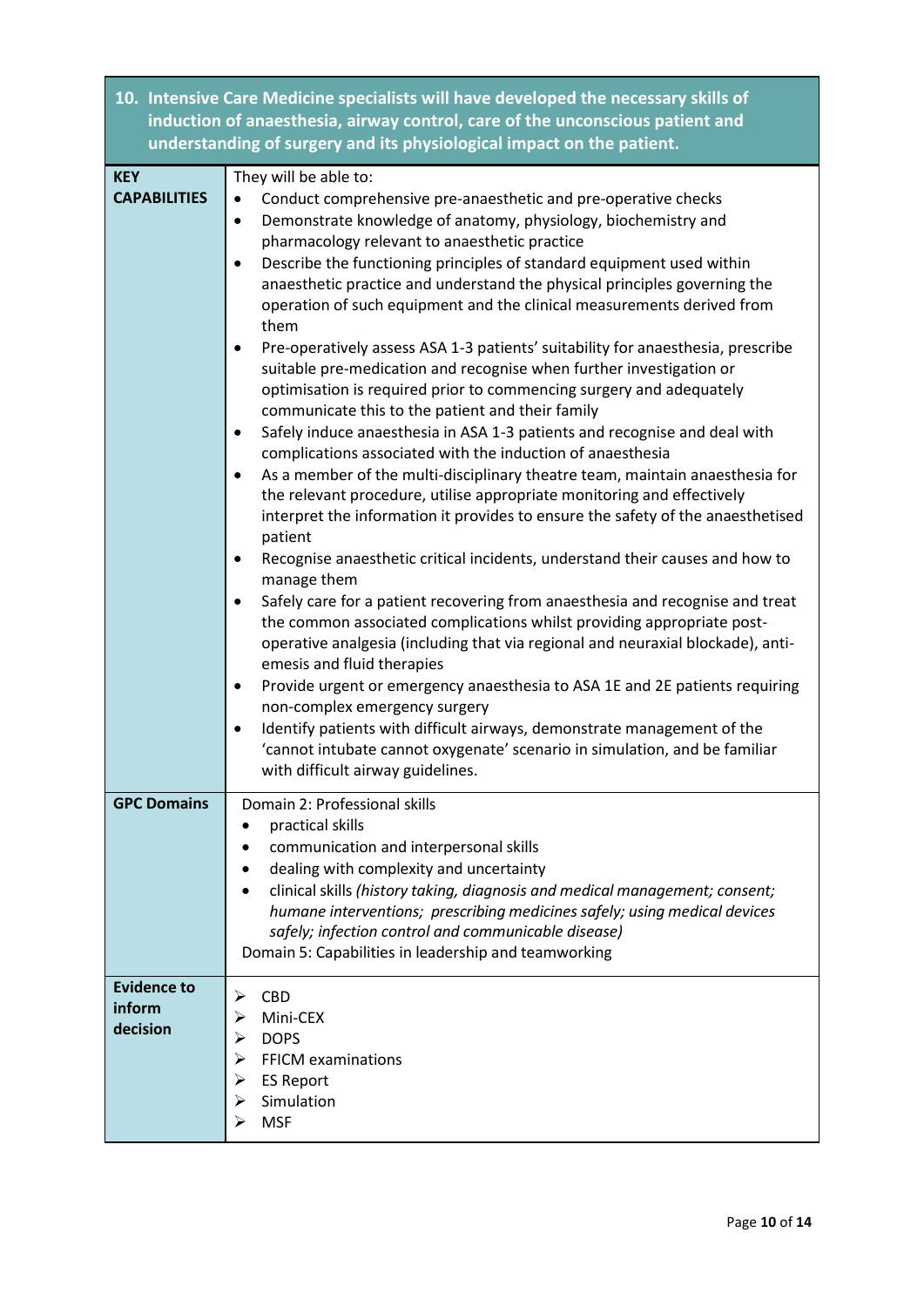| 10. Intensive Care Medicine specialists will have developed the necessary skills of induction of anaesthesia, airway control, care of the unconscious patient and understanding of surgery and its physiological impact on the patient. | |
|---|---|
| **KEY CAPABILITIES** | They will be able to:<br>• Conduct comprehensive pre-anaesthetic and pre-operative checks<br>• Demonstrate knowledge of anatomy, physiology, biochemistry and pharmacology relevant to anaesthetic practice<br>• Describe the functioning principles of standard equipment used within anaesthetic practice and understand the physical principles governing the operation of such equipment and the clinical measurements derived from them<br>• Pre-operatively assess ASA 1-3 patients' suitability for anaesthesia, prescribe suitable pre-medication and recognise when further investigation or optimisation is required prior to commencing surgery and adequately communicate this to the patient and their family<br>• Safely induce anaesthesia in ASA 1-3 patients and recognise and deal with complications associated with the induction of anaesthesia<br>• As a member of the multi-disciplinary theatre team, maintain anaesthesia for the relevant procedure, utilise appropriate monitoring and effectively interpret the information it provides to ensure the safety of the anaesthetised patient<br>• Recognise anaesthetic critical incidents, understand their causes and how to manage them<br>• Safely care for a patient recovering from anaesthesia and recognise and treat the common associated complications whilst providing appropriate post-operative analgesia (including that via regional and neuraxial blockade), anti-emesis and fluid therapies<br>• Provide urgent or emergency anaesthesia to ASA 1E and 2E patients requiring non-complex emergency surgery<br>• Identify patients with difficult airways, demonstrate management of the 'cannot intubate cannot oxygenate' scenario in simulation, and be familiar with difficult airway guidelines. |
| **GPC Domains** | Domain 2: Professional skills<br>• practical skills<br>• communication and interpersonal skills<br>• dealing with complexity and uncertainty<br>• clinical skills *(history taking, diagnosis and medical management; consent; humane interventions; prescribing medicines safely; using medical devices safely; infection control and communicable disease)*<br>Domain 5: Capabilities in leadership and teamworking |
| **Evidence to inform decision** | ➢ CBD<br>➢ Mini-CEX<br>➢ DOPS<br>➢ FFICM examinations<br>➢ ES Report<br>➢ Simulation<br>➢ MSF |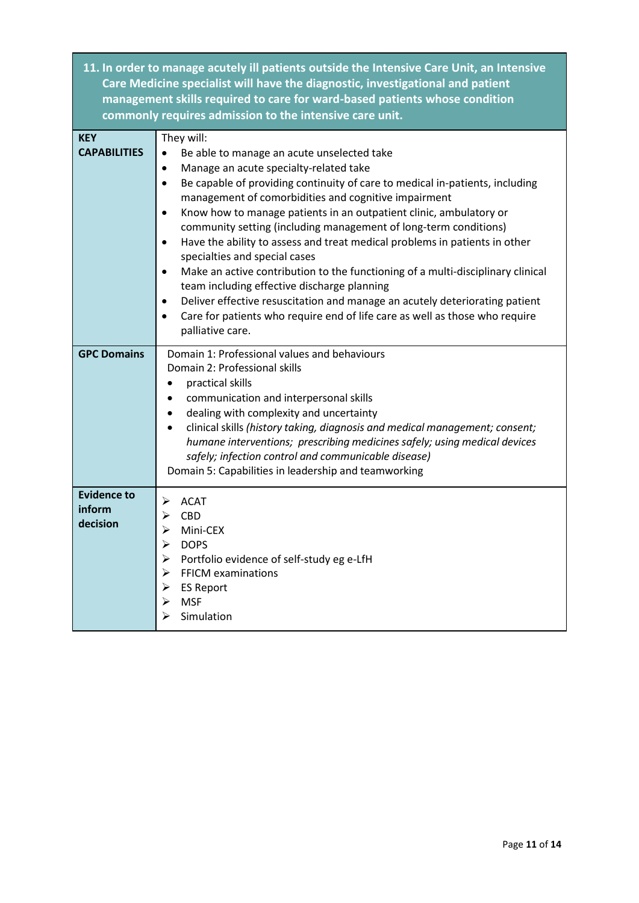| 11. In order to manage acutely ill patients outside the Intensive Care Unit, an Intensive Care Medicine specialist will have the diagnostic, investigational and patient management skills required to care for ward-based patients whose condition commonly requires admission to the intensive care unit. | |
|---|---|
| **KEY CAPABILITIES** | They will:<br>• Be able to manage an acute unselected take<br>• Manage an acute specialty-related take<br>• Be capable of providing continuity of care to medical in-patients, including management of comorbidities and cognitive impairment<br>• Know how to manage patients in an outpatient clinic, ambulatory or community setting (including management of long-term conditions)<br>• Have the ability to assess and treat medical problems in patients in other specialties and special cases<br>• Make an active contribution to the functioning of a multi-disciplinary clinical team including effective discharge planning<br>• Deliver effective resuscitation and manage an acutely deteriorating patient<br>• Care for patients who require end of life care as well as those who require palliative care. |
| **GPC Domains** | Domain 1: Professional values and behaviours<br>Domain 2: Professional skills<br>• practical skills<br>• communication and interpersonal skills<br>• dealing with complexity and uncertainty<br>• clinical skills *(history taking, diagnosis and medical management; consent; humane interventions; prescribing medicines safely; using medical devices safely; infection control and communicable disease)*<br>Domain 5: Capabilities in leadership and teamworking |
| **Evidence to inform decision** | ➢ ACAT<br>➢ CBD<br>➢ Mini-CEX<br>➢ DOPS<br>➢ Portfolio evidence of self-study eg e-LfH<br>➢ FFICM examinations<br>➢ ES Report<br>➢ MSF<br>➢ Simulation |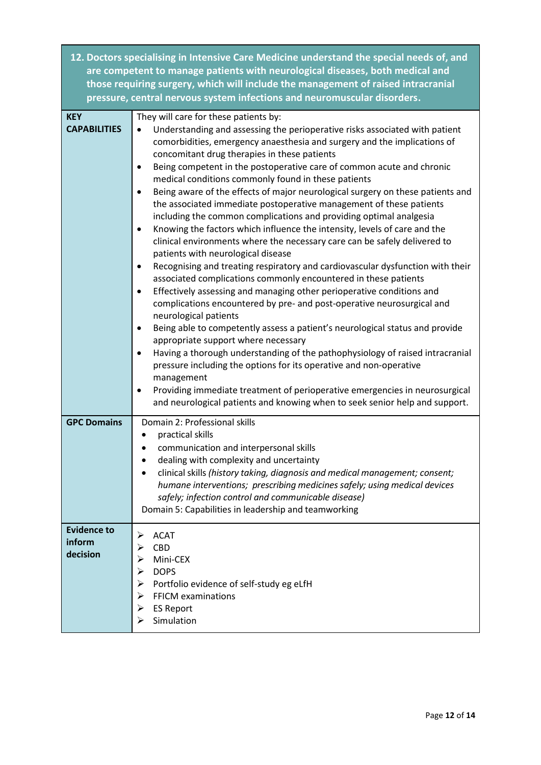| 12. Doctors specialising in Intensive Care Medicine understand the special needs of, and are competent to manage patients with neurological diseases, both medical and those requiring surgery, which will include the management of raised intracranial pressure, central nervous system infections and neuromuscular disorders. | |
|---|---|
| **KEY CAPABILITIES** | They will care for these patients by:<br>• Understanding and assessing the perioperative risks associated with patient comorbidities, emergency anaesthesia and surgery and the implications of concomitant drug therapies in these patients<br>• Being competent in the postoperative care of common acute and chronic medical conditions commonly found in these patients<br>• Being aware of the effects of major neurological surgery on these patients and the associated immediate postoperative management of these patients including the common complications and providing optimal analgesia<br>• Knowing the factors which influence the intensity, levels of care and the clinical environments where the necessary care can be safely delivered to patients with neurological disease<br>• Recognising and treating respiratory and cardiovascular dysfunction with their associated complications commonly encountered in these patients<br>• Effectively assessing and managing other perioperative conditions and complications encountered by pre- and post-operative neurosurgical and neurological patients<br>• Being able to competently assess a patient's neurological status and provide appropriate support where necessary<br>• Having a thorough understanding of the pathophysiology of raised intracranial pressure including the options for its operative and non-operative management<br>• Providing immediate treatment of perioperative emergencies in neurosurgical and neurological patients and knowing when to seek senior help and support. |
| **GPC Domains** | Domain 2: Professional skills<br>• practical skills<br>• communication and interpersonal skills<br>• dealing with complexity and uncertainty<br>• clinical skills *(history taking, diagnosis and medical management; consent; humane interventions; prescribing medicines safely; using medical devices safely; infection control and communicable disease)*<br>Domain 5: Capabilities in leadership and teamworking |
| **Evidence to inform decision** | ➢ ACAT<br>➢ CBD<br>➢ Mini-CEX<br>➢ DOPS<br>➢ Portfolio evidence of self-study eg eLfH<br>➢ FFICM examinations<br>➢ ES Report<br>➢ Simulation |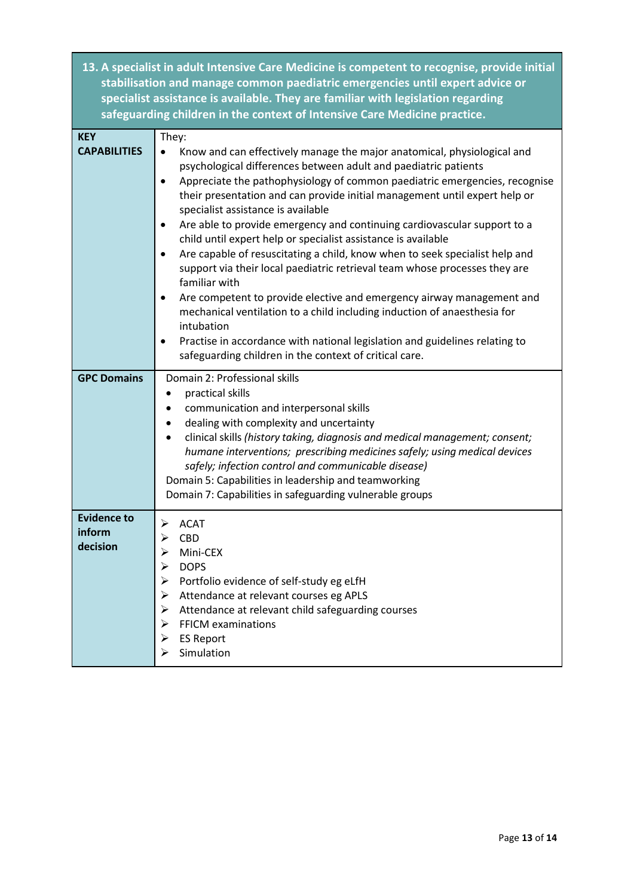| 13. A specialist in adult Intensive Care Medicine is competent to recognise, provide initial stabilisation and manage common paediatric emergencies until expert advice or specialist assistance is available. They are familiar with legislation regarding safeguarding children in the context of Intensive Care Medicine practice. | |
|---|---|
| **KEY CAPABILITIES** | They:<br>• Know and can effectively manage the major anatomical, physiological and psychological differences between adult and paediatric patients<br>• Appreciate the pathophysiology of common paediatric emergencies, recognise their presentation and can provide initial management until expert help or specialist assistance is available<br>• Are able to provide emergency and continuing cardiovascular support to a child until expert help or specialist assistance is available<br>• Are capable of resuscitating a child, know when to seek specialist help and support via their local paediatric retrieval team whose processes they are familiar with<br>• Are competent to provide elective and emergency airway management and mechanical ventilation to a child including induction of anaesthesia for intubation<br>• Practise in accordance with national legislation and guidelines relating to safeguarding children in the context of critical care. |
| **GPC Domains** | Domain 2: Professional skills<br>• practical skills<br>• communication and interpersonal skills<br>• dealing with complexity and uncertainty<br>• clinical skills *(history taking, diagnosis and medical management; consent; humane interventions; prescribing medicines safely; using medical devices safely; infection control and communicable disease)*<br>Domain 5: Capabilities in leadership and teamworking<br>Domain 7: Capabilities in safeguarding vulnerable groups |
| **Evidence to inform decision** | ➢ ACAT<br>➢ CBD<br>➢ Mini-CEX<br>➢ DOPS<br>➢ Portfolio evidence of self-study eg eLfH<br>➢ Attendance at relevant courses eg APLS<br>➢ Attendance at relevant child safeguarding courses<br>➢ FFICM examinations<br>➢ ES Report<br>➢ Simulation |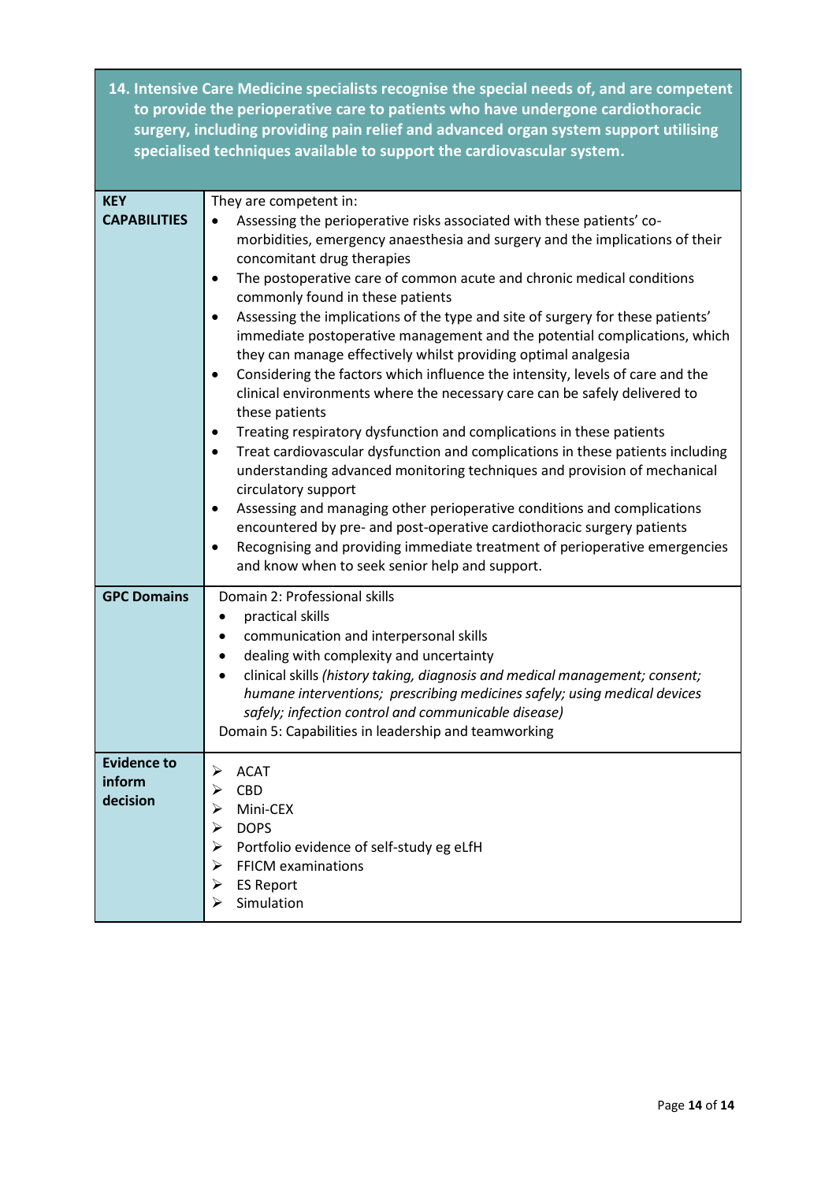| 14. Intensive Care Medicine specialists recognise the special needs of, and are competent to provide the perioperative care to patients who have undergone cardiothoracic surgery, including providing pain relief and advanced organ system support utilising specialised techniques available to support the cardiovascular system. | |
|---|---|
| **KEY CAPABILITIES** | They are competent in:<br>• Assessing the perioperative risks associated with these patients' co-morbidities, emergency anaesthesia and surgery and the implications of their concomitant drug therapies<br>• The postoperative care of common acute and chronic medical conditions commonly found in these patients<br>• Assessing the implications of the type and site of surgery for these patients' immediate postoperative management and the potential complications, which they can manage effectively whilst providing optimal analgesia<br>• Considering the factors which influence the intensity, levels of care and the clinical environments where the necessary care can be safely delivered to these patients<br>• Treating respiratory dysfunction and complications in these patients<br>• Treat cardiovascular dysfunction and complications in these patients including understanding advanced monitoring techniques and provision of mechanical circulatory support<br>• Assessing and managing other perioperative conditions and complications encountered by pre- and post-operative cardiothoracic surgery patients<br>• Recognising and providing immediate treatment of perioperative emergencies and know when to seek senior help and support. |
| **GPC Domains** | Domain 2: Professional skills<br>• practical skills<br>• communication and interpersonal skills<br>• dealing with complexity and uncertainty<br>• clinical skills *(history taking, diagnosis and medical management; consent; humane interventions; prescribing medicines safely; using medical devices safely; infection control and communicable disease)*<br>Domain 5: Capabilities in leadership and teamworking |
| **Evidence to inform decision** | ➢ ACAT<br>➢ CBD<br>➢ Mini-CEX<br>➢ DOPS<br>➢ Portfolio evidence of self-study eg eLfH<br>➢ FFICM examinations<br>➢ ES Report<br>➢ Simulation |